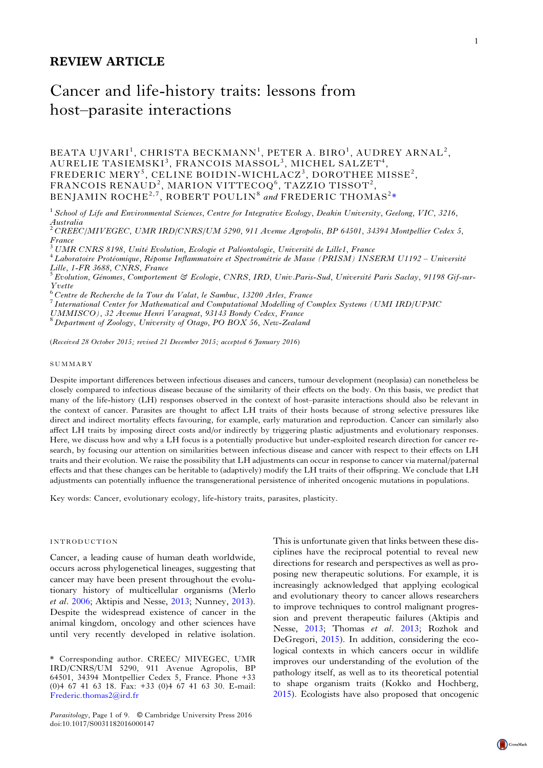## REVIEW ARTICLE

# Cancer and life-history traits: lessons from host–parasite interactions

BEATA UJVARI[1], CHRISTA BECKMANN[1], PETER A. BIRO[1], AUDREY ARNAL[2], AURELIE TASIEMSKI[3], FRANCOIS MASSOL[3], MICHEL SALZET[4], FREDERIC MERY[5], CELINE BOIDIN-WICHLACZ[3], DOROTHEE MISSE[2], FRANCOIS RENAUD[2], MARION VITTECOQ[6], TAZZIO TISSOT[2], BENJAMIN ROCHE[2,7], ROBERT POULIN[8] *and* FREDERIC THOMAS[2]*

[1] *School of Life and Environmental Sciences, Centre for Integrative Ecology, Deakin University, Geelong, VIC, 3216, Australia*
[2] *CREEC/MIVEGEC, UMR IRD/CNRS/UM 5290, 911 Avenue Agropolis, BP 64501, 34394 Montpellier Cedex 5, France*
[3] *UMR CNRS 8198, Unité Evolution, Ecologie et Paléontologie, Université de Lille1, France*
[4] *Laboratoire Protéomique, Réponse Inflammatoire et Spectrométrie de Masse (PRISM) INSERM U1192 – Université Lille, 1-FR 3688, CNRS, France*
[5] *Evolution, Génomes, Comportement & Ecologie, CNRS, IRD, Univ.Paris-Sud, Université Paris Saclay, 91198 Gif-sur-Yvette*
[6] *Centre de Recherche de la Tour du Valat, le Sambuc, 13200 Arles, France*
[7] *International Center for Mathematical and Computational Modelling of Complex Systems (UMI IRD/UPMC UMMISCO), 32 Avenue Henri Varagnat, 93143 Bondy Cedex, France*
[8] *Department of Zoology, University of Otago, PO BOX 56, New-Zealand*

(*Received 28 October 2015; revised 21 December 2015; accepted 6 January 2016*)

## SUMMARY

Despite important differences between infectious diseases and cancers, tumour development (neoplasia) can nonetheless be closely compared to infectious disease because of the similarity of their effects on the body. On this basis, we predict that many of the life-history (LH) responses observed in the context of host–parasite interactions should also be relevant in the context of cancer. Parasites are thought to affect LH traits of their hosts because of strong selective pressures like direct and indirect mortality effects favouring, for example, early maturation and reproduction. Cancer can similarly also affect LH traits by imposing direct costs and/or indirectly by triggering plastic adjustments and evolutionary responses. Here, we discuss how and why a LH focus is a potentially productive but under-exploited research direction for cancer research, by focusing our attention on similarities between infectious disease and cancer with respect to their effects on LH traits and their evolution. We raise the possibility that LH adjustments can occur in response to cancer via maternal/paternal effects and that these changes can be heritable to (adaptively) modify the LH traits of their offspring. We conclude that LH adjustments can potentially influence the transgenerational persistence of inherited oncogenic mutations in populations.

Key words: Cancer, evolutionary ecology, life-history traits, parasites, plasticity.

## INTRODUCTION

Cancer, a leading cause of human death worldwide, occurs across phylogenetical lineages, suggesting that cancer may have been present throughout the evolutionary history of multicellular organisms (Merlo *et al*. 2006; Aktipis and Nesse, 2013; Nunney, 2013). Despite the widespread existence of cancer in the animal kingdom, oncology and other sciences have until very recently developed in relative isolation. This is unfortunate given that links between these disciplines have the reciprocal potential to reveal new directions for research and perspectives as well as proposing new therapeutic solutions. For example, it is increasingly acknowledged that applying ecological and evolutionary theory to cancer allows researchers to improve techniques to control malignant progression and prevent therapeutic failures (Aktipis and Nesse, 2013; Thomas *et al*. 2013; Rozhok and DeGregori, 2015). In addition, considering the ecological contexts in which cancers occur in wildlife improves our understanding of the evolution of the pathology itself, as well as to its theoretical potential to shape organism traits (Kokko and Hochberg, 2015). Ecologists have also proposed that oncogenic

\* Corresponding author. CREEC/ MIVEGEC, UMR IRD/CNRS/UM 5290, 911 Avenue Agropolis, BP 64501, 34394 Montpellier Cedex 5, France. Phone +33 (0)4 67 41 63 18. Fax: +33 (0)4 67 41 63 30. E-mail: Frederic.thomas2@ird.fr

*Parasitology*, Page 1 of 9. © Cambridge University Press 2016
doi:10.1017/S0031182016000147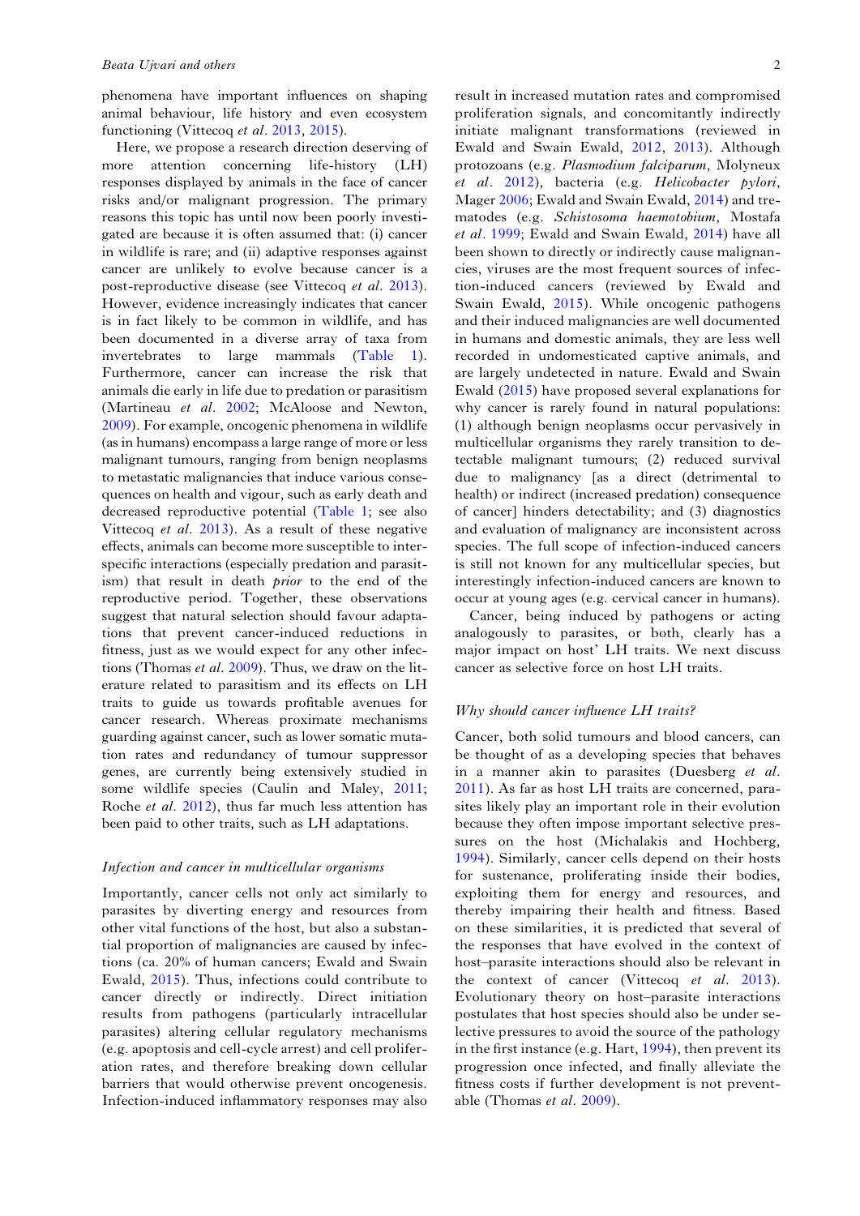phenomena have important influences on shaping animal behaviour, life history and even ecosystem functioning (Vittecoq *et al*. 2013, 2015).

Here, we propose a research direction deserving of more attention concerning life-history (LH) responses displayed by animals in the face of cancer risks and/or malignant progression. The primary reasons this topic has until now been poorly investigated are because it is often assumed that: (i) cancer in wildlife is rare; and (ii) adaptive responses against cancer are unlikely to evolve because cancer is a post-reproductive disease (see Vittecoq *et al*. 2013). However, evidence increasingly indicates that cancer is in fact likely to be common in wildlife, and has been documented in a diverse array of taxa from invertebrates to large mammals (Table 1). Furthermore, cancer can increase the risk that animals die early in life due to predation or parasitism (Martineau *et al*. 2002; McAloose and Newton, 2009). For example, oncogenic phenomena in wildlife (as in humans) encompass a large range of more or less malignant tumours, ranging from benign neoplasms to metastatic malignancies that induce various consequences on health and vigour, such as early death and decreased reproductive potential (Table 1; see also Vittecoq *et al*. 2013). As a result of these negative effects, animals can become more susceptible to interspecific interactions (especially predation and parasitism) that result in death *prior* to the end of the reproductive period. Together, these observations suggest that natural selection should favour adaptations that prevent cancer-induced reductions in fitness, just as we would expect for any other infections (Thomas *et al*. 2009). Thus, we draw on the literature related to parasitism and its effects on LH traits to guide us towards profitable avenues for cancer research. Whereas proximate mechanisms guarding against cancer, such as lower somatic mutation rates and redundancy of tumour suppressor genes, are currently being extensively studied in some wildlife species (Caulin and Maley, 2011; Roche *et al*. 2012), thus far much less attention has been paid to other traits, such as LH adaptations.

### *Infection and cancer in multicellular organisms*

Importantly, cancer cells not only act similarly to parasites by diverting energy and resources from other vital functions of the host, but also a substantial proportion of malignancies are caused by infections (ca. 20% of human cancers; Ewald and Swain Ewald, 2015). Thus, infections could contribute to cancer directly or indirectly. Direct initiation results from pathogens (particularly intracellular parasites) altering cellular regulatory mechanisms (e.g. apoptosis and cell-cycle arrest) and cell proliferation rates, and therefore breaking down cellular barriers that would otherwise prevent oncogenesis. Infection-induced inflammatory responses may also result in increased mutation rates and compromised proliferation signals, and concomitantly indirectly initiate malignant transformations (reviewed in Ewald and Swain Ewald, 2012, 2013). Although protozoans (e.g. *Plasmodium falciparum*, Molyneux *et al*. 2012), bacteria (e.g. *Helicobacter pylori*, Mager 2006; Ewald and Swain Ewald, 2014) and trematodes (e.g. *Schistosoma haemotobium*, Mostafa *et al*. 1999; Ewald and Swain Ewald, 2014) have all been shown to directly or indirectly cause malignancies, viruses are the most frequent sources of infection-induced cancers (reviewed by Ewald and Swain Ewald, 2015). While oncogenic pathogens and their induced malignancies are well documented in humans and domestic animals, they are less well recorded in undomesticated captive animals, and are largely undetected in nature. Ewald and Swain Ewald (2015) have proposed several explanations for why cancer is rarely found in natural populations: (1) although benign neoplasms occur pervasively in multicellular organisms they rarely transition to detectable malignant tumours; (2) reduced survival due to malignancy [as a direct (detrimental to health) or indirect (increased predation) consequence of cancer] hinders detectability; and (3) diagnostics and evaluation of malignancy are inconsistent across species. The full scope of infection-induced cancers is still not known for any multicellular species, but interestingly infection-induced cancers are known to occur at young ages (e.g. cervical cancer in humans).

Cancer, being induced by pathogens or acting analogously to parasites, or both, clearly has a major impact on host' LH traits. We next discuss cancer as selective force on host LH traits.

### *Why should cancer influence LH traits?*

Cancer, both solid tumours and blood cancers, can be thought of as a developing species that behaves in a manner akin to parasites (Duesberg *et al*. 2011). As far as host LH traits are concerned, parasites likely play an important role in their evolution because they often impose important selective pressures on the host (Michalakis and Hochberg, 1994). Similarly, cancer cells depend on their hosts for sustenance, proliferating inside their bodies, exploiting them for energy and resources, and thereby impairing their health and fitness. Based on these similarities, it is predicted that several of the responses that have evolved in the context of host–parasite interactions should also be relevant in the context of cancer (Vittecoq *et al*. 2013). Evolutionary theory on host–parasite interactions postulates that host species should also be under selective pressures to avoid the source of the pathology in the first instance (e.g. Hart, 1994), then prevent its progression once infected, and finally alleviate the fitness costs if further development is not preventable (Thomas *et al*. 2009).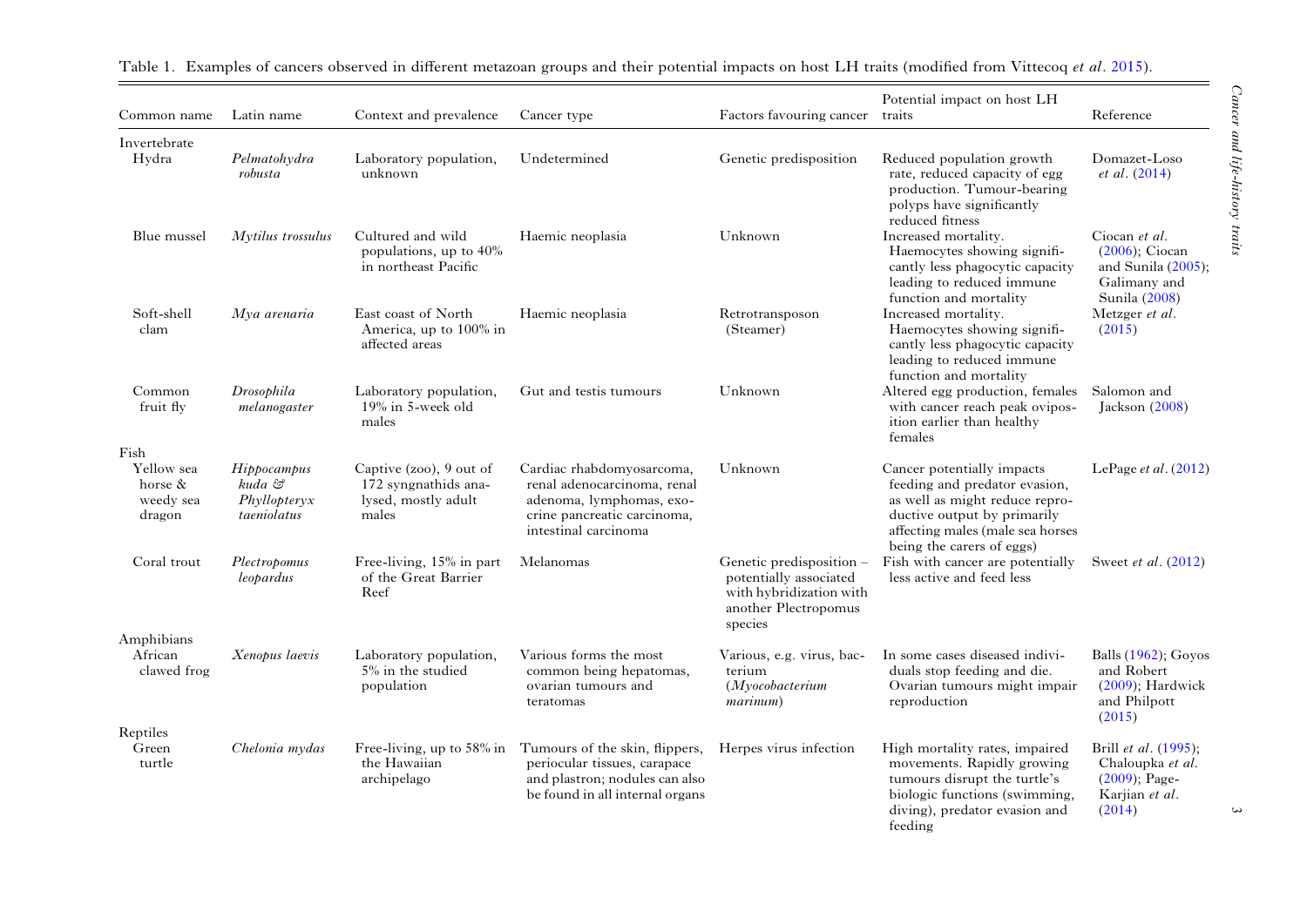Table 1. Examples of cancers observed in different metazoan groups and their potential impacts on host LH traits (modified from Vittecoq *et al*. 2015).

| Common name | Latin name | Context and prevalence | Cancer type | Factors favouring cancer | Potential impact on host LH traits | Reference |
|---|---|---|---|---|---|---|
| Invertebrate | | | | | | |
| Hydra | *Pelmatohydra robusta* | Laboratory population, unknown | Undetermined | Genetic predisposition | Reduced population growth rate, reduced capacity of egg production. Tumour-bearing polyps have significantly reduced fitness | Domazet-Loso *et al*. (2014) |
| Blue mussel | *Mytilus trossulus* | Cultured and wild populations, up to 40% in northeast Pacific | Haemic neoplasia | Unknown | Increased mortality. Haemocytes showing significantly less phagocytic capacity leading to reduced immune function and mortality | Ciocan *et al*. (2006); Ciocan and Sunila (2005); Galimany and Sunila (2008) |
| Soft-shell clam | *Mya arenaria* | East coast of North America, up to 100% in affected areas | Haemic neoplasia | Retrotransposon (Steamer) | Increased mortality. Haemocytes showing significantly less phagocytic capacity leading to reduced immune function and mortality | Metzger *et al*. (2015) |
| Common fruit fly | *Drosophila melanogaster* | Laboratory population, 19% in 5-week old males | Gut and testis tumours | Unknown | Altered egg production, females with cancer reach peak oviposition earlier than healthy females | Salomon and Jackson (2008) |
| Fish | | | | | | |
| Yellow sea horse & weedy sea dragon | *Hippocampus kuda & Phyllopteryx taeniolatus* | Captive (zoo), 9 out of 172 syngnathids analysed, mostly adult males | Cardiac rhabdomyosarcoma, renal adenocarcinoma, renal adenoma, lymphomas, exocrine pancreatic carcinoma, intestinal carcinoma | Unknown | Cancer potentially impacts feeding and predator evasion, as well as might reduce reproductive output by primarily affecting males (male sea horses being the carers of eggs) | LePage *et al*. (2012) |
| Coral trout | *Plectropomus leopardus* | Free-living, 15% in part of the Great Barrier Reef | Melanomas | Genetic predisposition – potentially associated with hybridization with another Plectropomus species | Fish with cancer are potentially less active and feed less | Sweet *et al*. (2012) |
| Amphibians | | | | | | |
| African clawed frog | *Xenopus laevis* | Laboratory population, 5% in the studied population | Various forms the most common being hepatomas, ovarian tumours and teratomas | Various, e.g. virus, bacterium (*Myocobacterium marimum*) | In some cases diseased individuals stop feeding and die. Ovarian tumours might impair reproduction | Balls (1962); Goyos and Robert (2009); Hardwick and Philpott (2015) |
| Reptiles | | | | | | |
| Green turtle | *Chelonia mydas* | Free-living, up to 58% in the Hawaiian archipelago | Tumours of the skin, flippers, periocular tissues, carapace and plastron; nodules can also be found in all internal organs | Herpes virus infection | High mortality rates, impaired movements. Rapidly growing tumours disrupt the turtle's biologic functions (swimming, diving), predator evasion and feeding | Brill *et al*. (1995); Chaloupka *et al*. (2009); Page-Karjian *et al*. (2014) |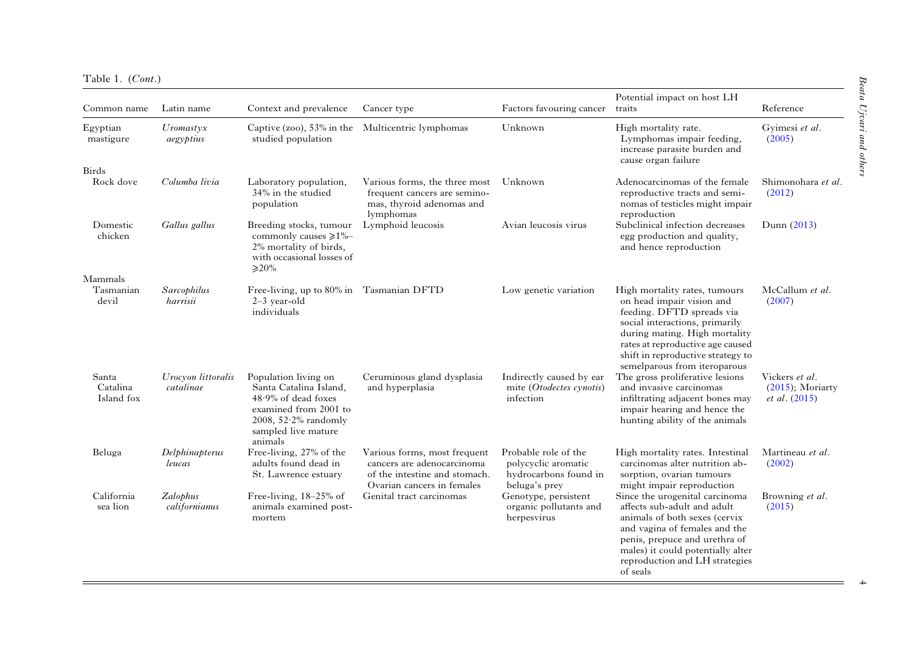Table 1. (*Cont.*)

| Common name | Latin name | Context and prevalence | Cancer type | Factors favouring cancer | Potential impact on host LH traits | Reference |
|---|---|---|---|---|---|---|
| Egyptian mastigure | *Uromastyx aegyptius* | Captive (zoo), 53% in the studied population | Multicentric lymphomas | Unknown | High mortality rate. Lymphomas impair feeding, increase parasite burden and cause organ failure | Gyimesi *et al*. (2005) |
| Birds | | | | | | |
| Rock dove | *Columba livia* | Laboratory population, 34% in the studied population | Various forms, the three most frequent cancers are seminomas, thyroid adenomas and lymphomas | Unknown | Adenocarcinomas of the female reproductive tracts and seminomas of testicles might impair reproduction | Shimonohara *et al*. (2012) |
| Domestic chicken | *Gallus gallus* | Breeding stocks, tumour commonly causes ⩾1%–2% mortality of birds, with occasional losses of ⩾20% | Lymphoid leucosis | Avian leucosis virus | Subclinical infection decreases egg production and quality, and hence reproduction | Dunn (2013) |
| Mammals | | | | | | |
| Tasmanian devil | *Sarcophilus harrisii* | Free-living, up to 80% in 2–3 year-old individuals | Tasmanian DFTD | Low genetic variation | High mortality rates, tumours on head impair vision and feeding. DFTD spreads via social interactions, primarily during mating. High mortality rates at reproductive age caused shift in reproductive strategy to semelparous from iteroparous | McCallum *et al*. (2007) |
| Santa Catalina Island fox | *Urocyon littoralis catalinae* | Population living on Santa Catalina Island, 48·9% of dead foxes examined from 2001 to 2008, 52·2% randomly sampled live mature animals | Ceruminous gland dysplasia and hyperplasia | Indirectly caused by ear mite (*Otodectes cynotis*) infection | The gross proliferative lesions and invasive carcinomas infiltrating adjacent bones may impair hearing and hence the hunting ability of the animals | Vickers *et al*. (2015); Moriarty *et al*. (2015) |
| Beluga | *Delphinapterus leucas* | Free-living, 27% of the adults found dead in St. Lawrence estuary | Various forms, most frequent cancers are adenocarcinoma of the intestine and stomach. Ovarian cancers in females | Probable role of the polycyclic aromatic hydrocarbons found in beluga's prey | High mortality rates. Intestinal carcinomas alter nutrition absorption, ovarian tumours might impair reproduction | Martineau *et al*. (2002) |
| California sea lion | *Zalophus californianus* | Free-living, 18–25% of animals examined post-mortem | Genital tract carcinomas | Genotype, persistent organic pollutants and herpesvirus | Since the urogenital carcinoma affects sub-adult and adult animals of both sexes (cervix and vagina of females and the penis, prepuce and urethra of males) it could potentially alter reproduction and LH strategies of seals | Browning *et al*. (2015) |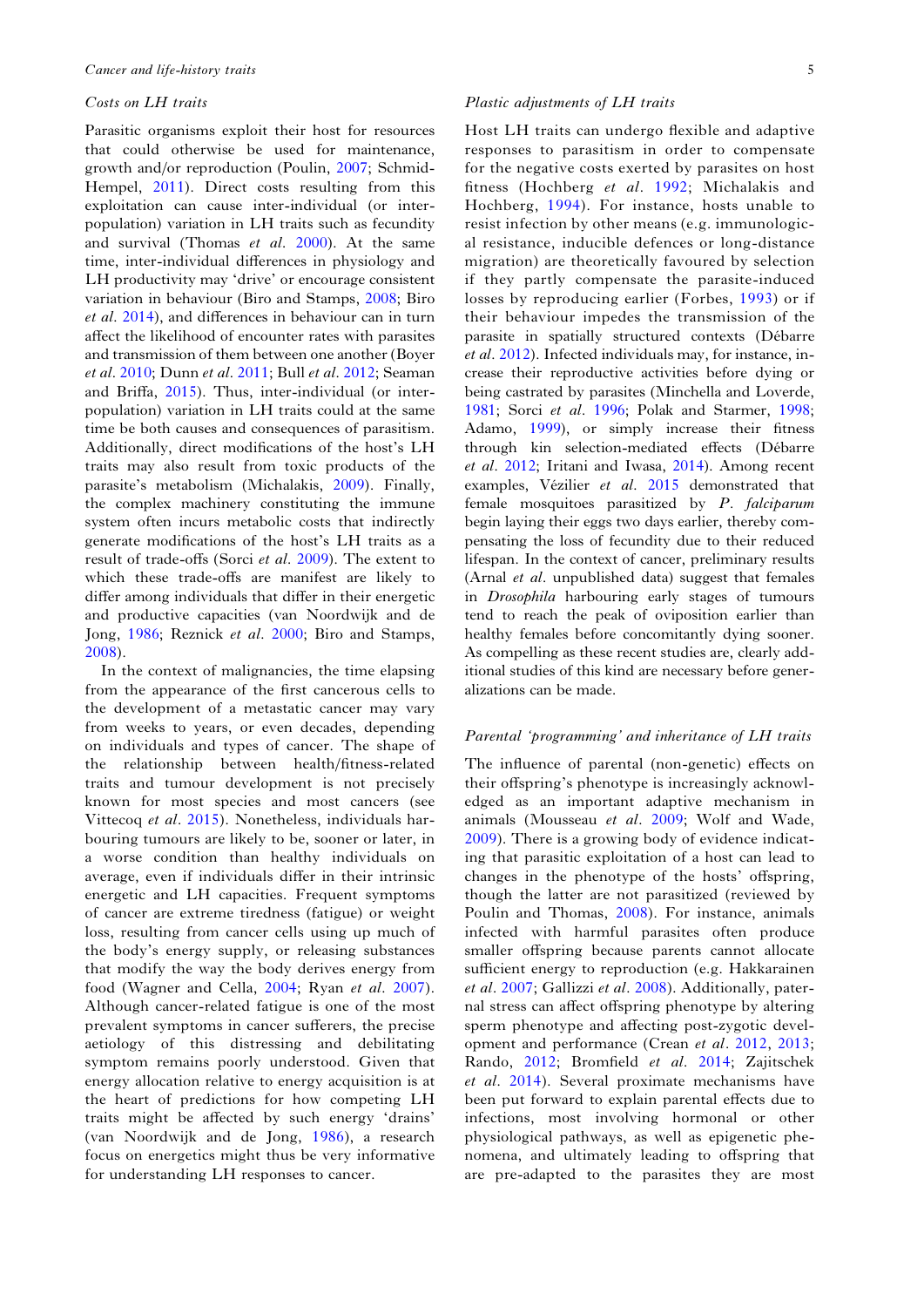### *Costs on LH traits*

Parasitic organisms exploit their host for resources that could otherwise be used for maintenance, growth and/or reproduction (Poulin, 2007; Schmid-Hempel, 2011). Direct costs resulting from this exploitation can cause inter-individual (or inter-population) variation in LH traits such as fecundity and survival (Thomas *et al*. 2000). At the same time, inter-individual differences in physiology and LH productivity may 'drive' or encourage consistent variation in behaviour (Biro and Stamps, 2008; Biro *et al*. 2014), and differences in behaviour can in turn affect the likelihood of encounter rates with parasites and transmission of them between one another (Boyer *et al*. 2010; Dunn *et al*. 2011; Bull *et al*. 2012; Seaman and Briffa, 2015). Thus, inter-individual (or inter-population) variation in LH traits could at the same time be both causes and consequences of parasitism. Additionally, direct modifications of the host's LH traits may also result from toxic products of the parasite's metabolism (Michalakis, 2009). Finally, the complex machinery constituting the immune system often incurs metabolic costs that indirectly generate modifications of the host's LH traits as a result of trade-offs (Sorci *et al*. 2009). The extent to which these trade-offs are manifest are likely to differ among individuals that differ in their energetic and productive capacities (van Noordwijk and de Jong, 1986; Reznick *et al*. 2000; Biro and Stamps, 2008).

In the context of malignancies, the time elapsing from the appearance of the first cancerous cells to the development of a metastatic cancer may vary from weeks to years, or even decades, depending on individuals and types of cancer. The shape of the relationship between health/fitness-related traits and tumour development is not precisely known for most species and most cancers (see Vittecoq *et al*. 2015). Nonetheless, individuals harbouring tumours are likely to be, sooner or later, in a worse condition than healthy individuals on average, even if individuals differ in their intrinsic energetic and LH capacities. Frequent symptoms of cancer are extreme tiredness (fatigue) or weight loss, resulting from cancer cells using up much of the body's energy supply, or releasing substances that modify the way the body derives energy from food (Wagner and Cella, 2004; Ryan *et al*. 2007). Although cancer-related fatigue is one of the most prevalent symptoms in cancer sufferers, the precise aetiology of this distressing and debilitating symptom remains poorly understood. Given that energy allocation relative to energy acquisition is at the heart of predictions for how competing LH traits might be affected by such energy 'drains' (van Noordwijk and de Jong, 1986), a research focus on energetics might thus be very informative for understanding LH responses to cancer.

### *Plastic adjustments of LH traits*

Host LH traits can undergo flexible and adaptive responses to parasitism in order to compensate for the negative costs exerted by parasites on host fitness (Hochberg *et al*. 1992; Michalakis and Hochberg, 1994). For instance, hosts unable to resist infection by other means (e.g. immunological resistance, inducible defences or long-distance migration) are theoretically favoured by selection if they partly compensate the parasite-induced losses by reproducing earlier (Forbes, 1993) or if their behaviour impedes the transmission of the parasite in spatially structured contexts (Débarre *et al*. 2012). Infected individuals may, for instance, increase their reproductive activities before dying or being castrated by parasites (Minchella and Loverde, 1981; Sorci *et al*. 1996; Polak and Starmer, 1998; Adamo, 1999), or simply increase their fitness through kin selection-mediated effects (Débarre *et al*. 2012; Iritani and Iwasa, 2014). Among recent examples, Vézilier *et al*. 2015 demonstrated that female mosquitoes parasitized by *P. falciparum* begin laying their eggs two days earlier, thereby compensating the loss of fecundity due to their reduced lifespan. In the context of cancer, preliminary results (Arnal *et al*. unpublished data) suggest that females in *Drosophila* harbouring early stages of tumours tend to reach the peak of oviposition earlier than healthy females before concomitantly dying sooner. As compelling as these recent studies are, clearly additional studies of this kind are necessary before generalizations can be made.

### *Parental 'programming' and inheritance of LH traits*

The influence of parental (non-genetic) effects on their offspring's phenotype is increasingly acknowledged as an important adaptive mechanism in animals (Mousseau *et al*. 2009; Wolf and Wade, 2009). There is a growing body of evidence indicating that parasitic exploitation of a host can lead to changes in the phenotype of the hosts' offspring, though the latter are not parasitized (reviewed by Poulin and Thomas, 2008). For instance, animals infected with harmful parasites often produce smaller offspring because parents cannot allocate sufficient energy to reproduction (e.g. Hakkarainen *et al*. 2007; Gallizzi *et al*. 2008). Additionally, paternal stress can affect offspring phenotype by altering sperm phenotype and affecting post-zygotic development and performance (Crean *et al*. 2012, 2013; Rando, 2012; Bromfield *et al*. 2014; Zajitschek *et al*. 2014). Several proximate mechanisms have been put forward to explain parental effects due to infections, most involving hormonal or other physiological pathways, as well as epigenetic phenomena, and ultimately leading to offspring that are pre-adapted to the parasites they are most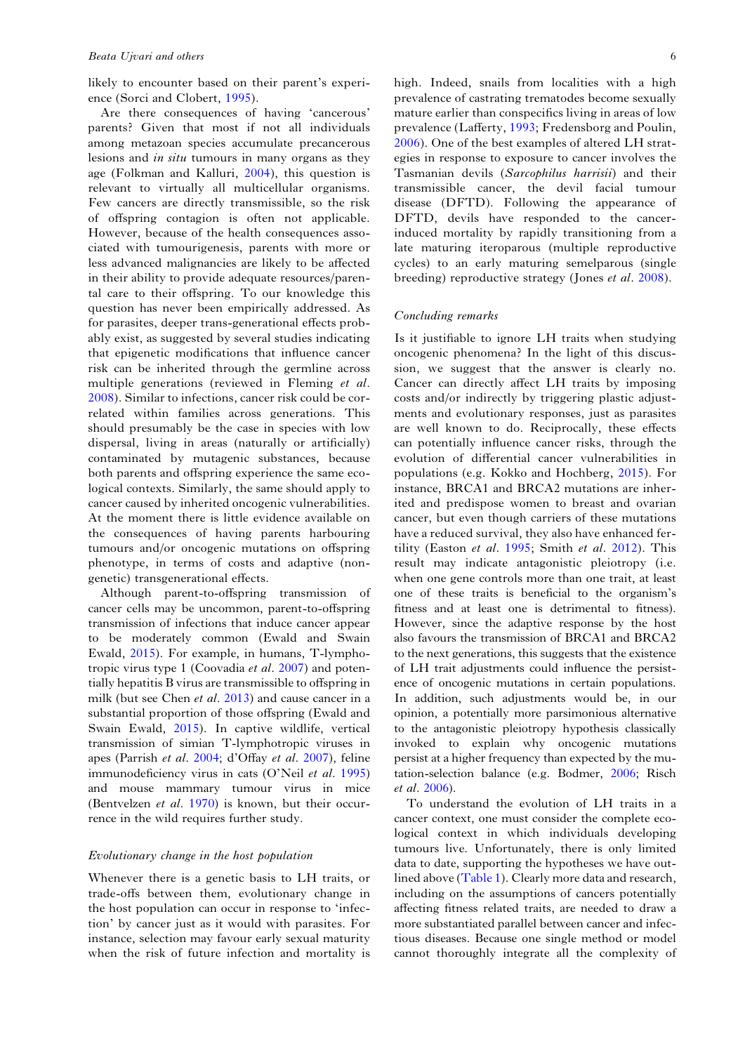likely to encounter based on their parent's experience (Sorci and Clobert, 1995).

Are there consequences of having 'cancerous' parents? Given that most if not all individuals among metazoan species accumulate precancerous lesions and *in situ* tumours in many organs as they age (Folkman and Kalluri, 2004), this question is relevant to virtually all multicellular organisms. Few cancers are directly transmissible, so the risk of offspring contagion is often not applicable. However, because of the health consequences associated with tumourigenesis, parents with more or less advanced malignancies are likely to be affected in their ability to provide adequate resources/parental care to their offspring. To our knowledge this question has never been empirically addressed. As for parasites, deeper trans-generational effects probably exist, as suggested by several studies indicating that epigenetic modifications that influence cancer risk can be inherited through the germline across multiple generations (reviewed in Fleming *et al*. 2008). Similar to infections, cancer risk could be correlated within families across generations. This should presumably be the case in species with low dispersal, living in areas (naturally or artificially) contaminated by mutagenic substances, because both parents and offspring experience the same ecological contexts. Similarly, the same should apply to cancer caused by inherited oncogenic vulnerabilities. At the moment there is little evidence available on the consequences of having parents harbouring tumours and/or oncogenic mutations on offspring phenotype, in terms of costs and adaptive (non-genetic) transgenerational effects.

Although parent-to-offspring transmission of cancer cells may be uncommon, parent-to-offspring transmission of infections that induce cancer appear to be moderately common (Ewald and Swain Ewald, 2015). For example, in humans, T-lymphotropic virus type 1 (Coovadia *et al*. 2007) and potentially hepatitis B virus are transmissible to offspring in milk (but see Chen *et al*. 2013) and cause cancer in a substantial proportion of those offspring (Ewald and Swain Ewald, 2015). In captive wildlife, vertical transmission of simian T-lymphotropic viruses in apes (Parrish *et al*. 2004; d'Offay *et al*. 2007), feline immunodeficiency virus in cats (O'Neil *et al*. 1995) and mouse mammary tumour virus in mice (Bentvelzen *et al*. 1970) is known, but their occurrence in the wild requires further study.

### *Evolutionary change in the host population*

Whenever there is a genetic basis to LH traits, or trade-offs between them, evolutionary change in the host population can occur in response to 'infection' by cancer just as it would with parasites. For instance, selection may favour early sexual maturity when the risk of future infection and mortality is high. Indeed, snails from localities with a high prevalence of castrating trematodes become sexually mature earlier than conspecifics living in areas of low prevalence (Lafferty, 1993; Fredensborg and Poulin, 2006). One of the best examples of altered LH strategies in response to exposure to cancer involves the Tasmanian devils (*Sarcophilus harrisii*) and their transmissible cancer, the devil facial tumour disease (DFTD). Following the appearance of DFTD, devils have responded to the cancer-induced mortality by rapidly transitioning from a late maturing iteroparous (multiple reproductive cycles) to an early maturing semelparous (single breeding) reproductive strategy (Jones *et al*. 2008).

### *Concluding remarks*

Is it justifiable to ignore LH traits when studying oncogenic phenomena? In the light of this discussion, we suggest that the answer is clearly no. Cancer can directly affect LH traits by imposing costs and/or indirectly by triggering plastic adjustments and evolutionary responses, just as parasites are well known to do. Reciprocally, these effects can potentially influence cancer risks, through the evolution of differential cancer vulnerabilities in populations (e.g. Kokko and Hochberg, 2015). For instance, BRCA1 and BRCA2 mutations are inherited and predispose women to breast and ovarian cancer, but even though carriers of these mutations have a reduced survival, they also have enhanced fertility (Easton *et al*. 1995; Smith *et al*. 2012). This result may indicate antagonistic pleiotropy (i.e. when one gene controls more than one trait, at least one of these traits is beneficial to the organism's fitness and at least one is detrimental to fitness). However, since the adaptive response by the host also favours the transmission of BRCA1 and BRCA2 to the next generations, this suggests that the existence of LH trait adjustments could influence the persistence of oncogenic mutations in certain populations. In addition, such adjustments would be, in our opinion, a potentially more parsimonious alternative to the antagonistic pleiotropy hypothesis classically invoked to explain why oncogenic mutations persist at a higher frequency than expected by the mutation-selection balance (e.g. Bodmer, 2006; Risch *et al*. 2006).

To understand the evolution of LH traits in a cancer context, one must consider the complete ecological context in which individuals developing tumours live. Unfortunately, there is only limited data to date, supporting the hypotheses we have outlined above (Table 1). Clearly more data and research, including on the assumptions of cancers potentially affecting fitness related traits, are needed to draw a more substantiated parallel between cancer and infectious diseases. Because one single method or model cannot thoroughly integrate all the complexity of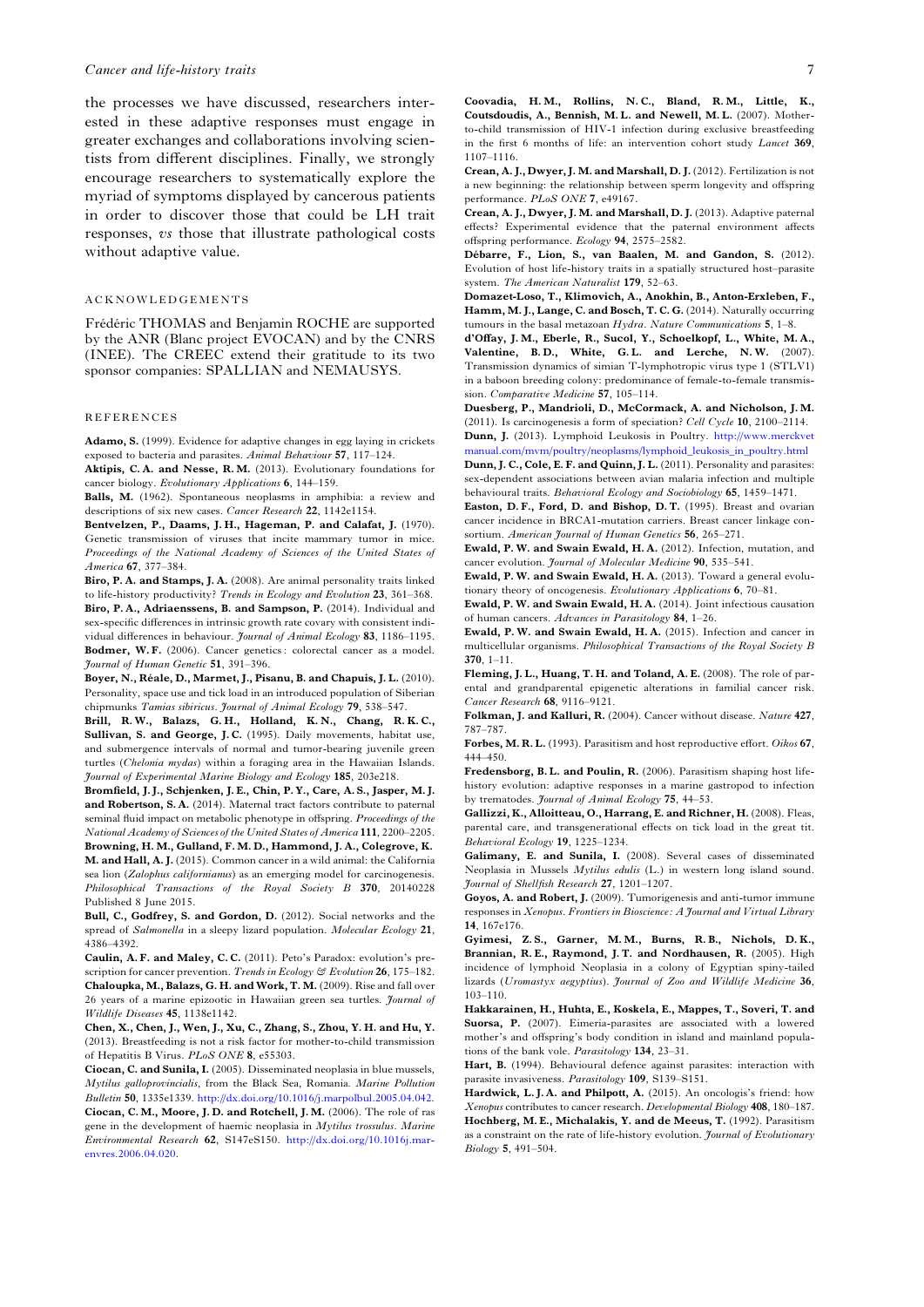the processes we have discussed, researchers interested in these adaptive responses must engage in greater exchanges and collaborations involving scientists from different disciplines. Finally, we strongly encourage researchers to systematically explore the myriad of symptoms displayed by cancerous patients in order to discover those that could be LH trait responses, *vs* those that illustrate pathological costs without adaptive value.

## ACKNOWLEDGEMENTS

Frédéric THOMAS and Benjamin ROCHE are supported by the ANR (Blanc project EVOCAN) and by the CNRS (INEE). The CREEC extend their gratitude to its two sponsor companies: SPALLIAN and NEMAUSYS.

## REFERENCES

**Adamo, S.** (1999). Evidence for adaptive changes in egg laying in crickets exposed to bacteria and parasites. *Animal Behaviour* **57**, 117–124.

**Aktipis, C. A. and Nesse, R. M.** (2013). Evolutionary foundations for cancer biology. *Evolutionary Applications* **6**, 144–159.

**Balls, M.** (1962). Spontaneous neoplasms in amphibia: a review and descriptions of six new cases. *Cancer Research* **22**, 1142e1154.

**Bentvelzen, P., Daams, J. H., Hageman, P. and Calafat, J.** (1970). Genetic transmission of viruses that incite mammary tumor in mice. *Proceedings of the National Academy of Sciences of the United States of America* **67**, 377–384.

**Biro, P. A. and Stamps, J. A.** (2008). Are animal personality traits linked to life-history productivity? *Trends in Ecology and Evolution* **23**, 361–368.

**Biro, P. A., Adriaenssens, B. and Sampson, P.** (2014). Individual and sex-specific differences in intrinsic growth rate covary with consistent individual differences in behaviour. *Journal of Animal Ecology* **83**, 1186–1195.

**Bodmer, W. F.** (2006). Cancer genetics: colorectal cancer as a model. *Journal of Human Genetic* **51**, 391–396.

**Boyer, N., Réale, D., Marmet, J., Pisanu, B. and Chapuis, J. L.** (2010). Personality, space use and tick load in an introduced population of Siberian chipmunks *Tamias sibiricus*. *Journal of Animal Ecology* **79**, 538–547.

**Brill, R. W., Balazs, G. H., Holland, K. N., Chang, R. K. C., Sullivan, S. and George, J. C.** (1995). Daily movements, habitat use, and submergence intervals of normal and tumor-bearing juvenile green turtles (*Chelonia mydas*) within a foraging area in the Hawaiian Islands. *Journal of Experimental Marine Biology and Ecology* **185**, 203e218.

**Bromfield, J. J., Schjenken, J. E., Chin, P. Y., Care, A. S., Jasper, M. J. and Robertson, S. A.** (2014). Maternal tract factors contribute to paternal seminal fluid impact on metabolic phenotype in offspring. *Proceedings of the National Academy of Sciences of the United States of America* **111**, 2200–2205.

**Browning, H. M., Gulland, F. M. D., Hammond, J. A., Colegrove, K. M. and Hall, A. J.** (2015). Common cancer in a wild animal: the California sea lion (*Zalophus californianus*) as an emerging model for carcinogenesis. *Philosophical Transactions of the Royal Society B* **370**, 20140228 Published 8 June 2015.

**Bull, C., Godfrey, S. and Gordon, D.** (2012). Social networks and the spread of *Salmonella* in a sleepy lizard population. *Molecular Ecology* **21**, 4386–4392.

**Caulin, A. F. and Maley, C. C.** (2011). Peto's Paradox: evolution's prescription for cancer prevention. *Trends in Ecology & Evolution* **26**, 175–182.

**Chaloupka, M., Balazs, G. H. and Work, T. M.** (2009). Rise and fall over 26 years of a marine epizootic in Hawaiian green sea turtles. *Journal of Wildlife Diseases* **45**, 1138e1142.

**Chen, X., Chen, J., Wen, J., Xu, C., Zhang, S., Zhou, Y. H. and Hu, Y.** (2013). Breastfeeding is not a risk factor for mother-to-child transmission of Hepatitis B Virus. *PLoS ONE* **8**, e55303.

**Ciocan, C. and Sunila, I.** (2005). Disseminated neoplasia in blue mussels, *Mytilus galloprovincialis*, from the Black Sea, Romania. *Marine Pollution Bulletin* **50**, 1335e1339. http://dx.doi.org/10.1016/j.marpolbul.2005.04.042.

**Ciocan, C. M., Moore, J. D. and Rotchell, J. M.** (2006). The role of ras gene in the development of haemic neoplasia in *Mytilus trossulus*. *Marine Environmental Research* **62**, S147eS150. http://dx.doi.org/10.1016j.marenvres.2006.04.020.

**Coovadia, H. M., Rollins, N. C., Bland, R. M., Little, K., Coutsdoudis, A., Bennish, M. L. and Newell, M. L.** (2007). Mother-to-child transmission of HIV-1 infection during exclusive breastfeeding in the first 6 months of life: an intervention cohort study *Lancet* **369**, 1107–1116.

**Crean, A. J., Dwyer, J. M. and Marshall, D. J.** (2012). Fertilization is not a new beginning: the relationship between sperm longevity and offspring performance. *PLoS ONE* **7**, e49167.

**Crean, A. J., Dwyer, J. M. and Marshall, D. J.** (2013). Adaptive paternal effects? Experimental evidence that the paternal environment affects offspring performance. *Ecology* **94**, 2575–2582.

**Débarre, F., Lion, S., van Baalen, M. and Gandon, S.** (2012). Evolution of host life-history traits in a spatially structured host–parasite system. *The American Naturalist* **179**, 52–63.

**Domazet-Loso, T., Klimovich, A., Anokhin, B., Anton-Erxleben, F., Hamm, M. J., Lange, C. and Bosch, T. C. G.** (2014). Naturally occurring tumours in the basal metazoan *Hydra*. *Nature Communications* **5**, 1–8.

**d'Offay, J. M., Eberle, R., Sucol, Y., Schoelkopf, L., White, M. A., Valentine, B. D., White, G. L. and Lerche, N. W.** (2007). Transmission dynamics of simian T-lymphotropic virus type 1 (STLV1) in a baboon breeding colony: predominance of female-to-female transmission. *Comparative Medicine* **57**, 105–114.

**Duesberg, P., Mandrioli, D., McCormack, A. and Nicholson, J. M.** (2011). Is carcinogenesis a form of speciation? *Cell Cycle* **10**, 2100–2114.

**Dunn, J.** (2013). Lymphoid Leukosis in Poultry. http://www.merckvetmanual.com/mvm/poultry/neoplasms/lymphoid_leukosis_in_poultry.html

**Dunn, J. C., Cole, E. F. and Quinn, J. L.** (2011). Personality and parasites: sex-dependent associations between avian malaria infection and multiple behavioural traits. *Behavioral Ecology and Sociobiology* **65**, 1459–1471.

**Easton, D. F., Ford, D. and Bishop, D. T.** (1995). Breast and ovarian cancer incidence in BRCA1-mutation carriers. Breast cancer linkage consortium. *American Journal of Human Genetics* **56**, 265–271.

**Ewald, P. W. and Swain Ewald, H. A.** (2012). Infection, mutation, and cancer evolution. *Journal of Molecular Medicine* **90**, 535–541.

**Ewald, P. W. and Swain Ewald, H. A.** (2013). Toward a general evolutionary theory of oncogenesis. *Evolutionary Applications* **6**, 70–81.

**Ewald, P. W. and Swain Ewald, H. A.** (2014). Joint infectious causation of human cancers. *Advances in Parasitology* **84**, 1–26.

**Ewald, P. W. and Swain Ewald, H. A.** (2015). Infection and cancer in multicellular organisms. *Philosophical Transactions of the Royal Society B* **370**, 1–11.

**Fleming, J. L., Huang, T. H. and Toland, A. E.** (2008). The role of parental and grandparental epigenetic alterations in familial cancer risk. *Cancer Research* **68**, 9116–9121.

**Folkman, J. and Kalluri, R.** (2004). Cancer without disease. *Nature* **427**, 787–787.

**Forbes, M. R. L.** (1993). Parasitism and host reproductive effort. *Oikos* **67**, 444–450.

**Fredensborg, B. L. and Poulin, R.** (2006). Parasitism shaping host life-history evolution: adaptive responses in a marine gastropod to infection by trematodes. *Journal of Animal Ecology* **75**, 44–53.

**Gallizzi, K., Alloitteau, O., Harrang, E. and Richner, H.** (2008). Fleas, parental care, and transgenerational effects on tick load in the great tit. *Behavioral Ecology* **19**, 1225–1234.

**Galimany, E. and Sunila, I.** (2008). Several cases of disseminated Neoplasia in Mussels *Mytilus edulis* (L.) in western long island sound. *Journal of Shellfish Research* **27**, 1201–1207.

**Goyos, A. and Robert, J.** (2009). Tumorigenesis and anti-tumor immune responses in *Xenopus*. *Frontiers in Bioscience: A Journal and Virtual Library* **14**, 167e176.

**Gyimesi, Z. S., Garner, M. M., Burns, R. B., Nichols, D. K., Brannian, R. E., Raymond, J. T. and Nordhausen, R.** (2005). High incidence of lymphoid Neoplasia in a colony of Egyptian spiny-tailed lizards (*Uromastyx aegyptius*). *Journal of Zoo and Wildlife Medicine* **36**, 103–110.

**Hakkarainen, H., Huhta, E., Koskela, E., Mappes, T., Soveri, T. and Suorsa, P.** (2007). Eimeria-parasites are associated with a lowered mother's and offspring's body condition in island and mainland populations of the bank vole. *Parasitology* **134**, 23–31.

**Hart, B.** (1994). Behavioural defence against parasites: interaction with parasite invasiveness. *Parasitology* **109**, S139–S151.

**Hardwick, L. J. A. and Philpott, A.** (2015). An oncologis's friend: how *Xenopus* contributes to cancer research. *Developmental Biology* **408**, 180–187.

**Hochberg, M. E., Michalakis, Y. and de Meeus, T.** (1992). Parasitism as a constraint on the rate of life-history evolution. *Journal of Evolutionary Biology* **5**, 491–504.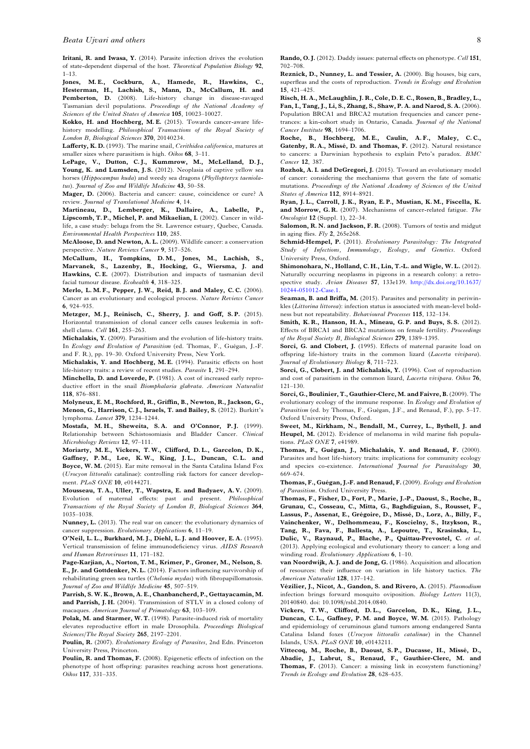**Iritani, R. and Iwasa, Y.** (2014). Parasite infection drives the evolution of state-dependent dispersal of the host. *Theoretical Population Biology* **92**, 1–13.

**Jones, M. E., Cockburn, A., Hamede, R., Hawkins, C., Hesterman, H., Lachish, S., Mann, D., McCallum, H. and Pemberton, D.** (2008). Life-history change in disease-ravaged Tasmanian devil populations. *Proceedings of the National Academy of Sciences of the United States of America* **105**, 10023–10027.

**Kokko, H. and Hochberg, M. E.** (2015). Towards cancer-aware life-history modelling. *Philosophical Transactions of the Royal Society of London B, Biological Sciences* **370**, 20140234.

**Lafferty, K. D.** (1993). The marine snail, *Cerithidea californica*, matures at smaller sizes where parasitism is high. *Oikos* **68**, 3–11.

**LePage, V., Dutton, C. J., Kummrow, M., McLelland, D. J., Young, K. and Lumsden, J. S.** (2012). Neoplasia of captive yellow sea horses (*Hippocampus kuda*) and weedy sea dragons (*Phyllopteryx taeniolatus*). *Journal of Zoo and Wildlife Medicine* **43**, 50–58.

**Mager, D.** (2006). Bacteria and cancer: cause, coincidence or cure? A review. *Journal of Translational Medicine* **4**, 14.

**Martineau, D., Lemberger, K., Dallaire, A., Labelle, P., Lipscomb, T. P., Michel, P. and Mikaelian, I.** (2002). Cancer in wildlife, a case study: beluga from the St. Lawrence estuary, Quebec, Canada. *Environmental Health Perspectives* **110**, 285.

**McAloose, D. and Newton, A. L.** (2009). Wildlife cancer: a conservation perspective. *Nature Reviews Cancer* **9**, 517–526.

**McCallum, H., Tompkins, D. M., Jones, M., Lachish, S., Marvanek, S., Lazenby, B., Hocking, G., Wiersma, J. and Hawkins, C. E.** (2007). Distribution and impacts of tasmanian devil facial tumour disease. *Ecohealth* **4**, 318–325.

**Merlo, L. M. F., Pepper, J. W., Reid, B. J. and Maley, C. C.** (2006). Cancer as an evolutionary and ecological process. *Nature Reviews Cancer* **6**, 924–935.

**Metzger, M. J., Reinisch, C., Sherry, J. and Goff, S. P.** (2015). Horizontal transmission of clonal cancer cells causes leukemia in soft-shell clams. *Cell* **161**, 255–263.

**Michalakis, Y.** (2009). Parasitism and the evolution of life-history traits. In *Ecology and Evolution of Parasitism* (ed. Thomas, F., Guégan, J.-F. and F. R.), pp. 19–30. Oxford University Press, New York.

**Michalakis, Y. and Hochberg, M. E.** (1994). Parasitic effects on host life-history traits: a review of recent studies. *Parasite* **1**, 291–294.

**Minchella, D. and Loverde, P.** (1981). A cost of increased early reproductive effort in the snail *Biomphalaria glabrata*. *American Naturalist* **118**, 876–881.

**Molyneux, E. M., Rochford, R., Griffin, B., Newton, R., Jackson, G., Menon, G., Harrison, C. J., Israels, T. and Bailey, S.** (2012). Burkitt's lymphoma. *Lancet* **379**, 1234–1244.

**Mostafa, M. H., Sheweita, S. A. and O'Connor, P. J.** (1999). Relationship between Schistosomiasis and Bladder Cancer. *Clinical Microbiology Reviews* **12**, 97–111.

**Moriarty, M. E., Vickers, T. W., Clifford, D. L., Garcelon, D. K., Gaffney, P. M., Lee, K. W., King, J. L., Duncan, C. L. and Boyce, W. M.** (2015). Ear mite removal in the Santa Catalina Island Fox (*Urocyon littoralis* catalinae): controlling risk factors for cancer development. *PLoS ONE* **10**, e0144271.

**Mousseau, T. A., Uller, T., Wapstra, E. and Badyaev, A. V.** (2009). Evolution of maternal effects: past and present. *Philosophical Transactions of the Royal Society of London B, Biological Sciences* **364**, 1035–1038.

**Nunney, L.** (2013). The real war on cancer: the evolutionary dynamics of cancer suppression. *Evolutionary Applications* **6**, 11–19.

**O'Neil, L. L., Burkhard, M. J., Diehl, L. J. and Hoover, E. A.** (1995). Vertical transmission of feline immunodeficiency virus. *AIDS Research and Human Retroviruses* **11**, 171–182.

**Page-Karjian, A., Norton, T. M., Krimer, P., Groner, M., Nelson, S. E., Jr. and Gottdenker, N. L.** (2014). Factors influencing survivorship of rehabilitating green sea turtles (*Chelonia mydas*) with fibropapillomatosis. *Journal of Zoo and Wildlife Medicine* **45**, 507–519.

**Parrish, S. W. K., Brown, A. E., Chanbancherd, P., Gettayacamin, M. and Parrish, J. H.** (2004). Transmission of STLV in a closed colony of macaques. *American Journal of Primatology* **63**, 103–109.

**Polak, M. and Starmer, W. T.** (1998). Parasite-induced risk of mortality elevates reproductive effort in male Drosophila. *Proceedings Biological Sciences/The Royal Society* **265**, 2197–2201.

**Poulin, R.** (2007). *Evolutionary Ecology of Parasites*, 2nd Edn. Princeton University Press, Princeton.

**Poulin, R. and Thomas, F.** (2008). Epigenetic effects of infection on the phenotype of host offspring: parasites reaching across host generations. *Oikos* **117**, 331–335.

**Rando, O. J.** (2012). Daddy issues: paternal effects on phenotype. *Cell* **151**, 702–708.

**Reznick, D., Nunney, L. and Tessier, A.** (2000). Big houses, big cars, superfleas and the costs of reproduction. *Trends in Ecology and Evolution* **15**, 421–425.

**Risch, H. A., McLaughlin, J. R., Cole, D. E. C., Rosen, B., Bradley, L., Fan, I., Tang, J., Li, S., Zhang, S., Shaw, P. A. and Narod, S. A.** (2006). Population BRCA1 and BRCA2 mutation frequencies and cancer penetrances: a kin-cohort study in Ontario, Canada. *Journal of the National Cancer Institute* **98**, 1694–1706.

**Roche, B., Hochberg, M. E., Caulin, A. F., Maley, C. C., Gatenby, R. A., Missé, D. and Thomas, F.** (2012). Natural resistance to cancers: a Darwinian hypothesis to explain Peto's paradox. *BMC Cancer* **12**, 387.

**Rozhok, A. I. and DeGregori, J.** (2015). Toward an evolutionary model of cancer: considering the mechanisms that govern the fate of somatic mutations. *Proceedings of the National Academy of Sciences of the United States of America* **112**, 8914–8921.

**Ryan, J. L., Carroll, J. K., Ryan, E. P., Mustian, K. M., Fiscella, K. and Morrow, G. R.** (2007). Mechanisms of cancer-related fatigue. *The Oncologist* **12** (Suppl. 1), 22–34.

**Salomon, R. N. and Jackson, F. R.** (2008). Tumors of testis and midgut in aging flies. *Fly* **2**, 265e268.

**Schmid-Hempel, P.** (2011). *Evolutionary Parasitology: The Integrated Study of Infections, Immunology, Ecology, and Genetics*. Oxford University Press, Oxford.

**Shimonohara, N., Holland, C. H., Lin, T.-L. and Wigle, W. L.** (2012). Naturally occurring neoplasms in pigeons in a research colony: a retrospective study. *Avian Diseases* **57**, 133e139. http://dx.doi.org/10.1637/10244-051012-Case.1.

**Seaman, B. and Briffa, M.** (2015). Parasites and personality in periwinkles (*Littorina littorea*): infection status is associated with mean-level boldness but not repeatability. *Behavioural Processes* **115**, 132–134.

**Smith, K. R., Hanson, H. A., Mineau, G. P. and Buys, S. S.** (2012). Effects of BRCA1 and BRCA2 mutations on female fertility. *Proceedings of the Royal Society B, Biological Sciences* **279**, 1389–1395.

**Sorci, G. and Clobert, J.** (1995). Effects of maternal parasite load on offspring life-history traits in the common lizard (*Lacerta vivipara*). *Journal of Evolutionary Biology* **8**, 711–723.

**Sorci, G., Clobert, J. and Michalakis, Y.** (1996). Cost of reproduction and cost of parasitism in the common lizard, *Lacerta vivipara*. *Oikos* **76**, 121–130.

**Sorci, G., Boulinier, T., Gauthier-Clerc, M. and Faivre, B.** (2009). The evolutionary ecology of the immune response. In *Ecology and Evolution of Parasitism* (ed. by Thomas, F., Guégan, J.F., and Renaud, F.), pp. 5–17. Oxford University Press, Oxford.

**Sweet, M., Kirkham, N., Bendall, M., Currey, L., Bythell, J. and Heupel, M.** (2012). Evidence of melanoma in wild marine fish populations. *PLoS ONE* **7**, e41989.

**Thomas, F., Guégan, J., Michalakis, Y. and Renaud, F.** (2000). Parasites and host life-history traits: implications for community ecology and species co-existence. *International Journal for Parasitology* **30**, 669–674.

**Thomas, F., Guégan, J.-F. and Renaud, F.** (2009). *Ecology and Evolution of Parasitism*. Oxford University Press.

**Thomas, F., Fisher, D., Fort, P., Marie, J.-P., Daoust, S., Roche, B., Grunau, C., Cosseau, C., Mitta, G., Baghdiguian, S., Rousset, F., Lassus, P., Assenat, E., Grégoire, D., Missé, D., Lorz, A., Billy, F., Vainchenker, W., Delhommeau, F., Koscielny, S., Itzykson, R., Tang, R., Fava, F., Ballesta, A., Lepoutre, T., Krasinska, L., Dulic, V., Raynaud, P., Blache, P., Quittau-Prevostel, C.** *et al.* (2013). Applying ecological and evolutionary theory to cancer: a long and winding road. *Evolutionary Applications* **6**, 1–10.

**van Noordwijk, A. J. and de Jong, G.** (1986). Acquisition and allocation of resources: their influence on variation in life history tactics. *The American Naturalist* **128**, 137–142.

**Vézilier, J., Nicot, A., Gandon, S. and Rivero, A.** (2015). *Plasmodium* infection brings forward mosquito oviposition. *Biology Letters* 11(3), 20140840. doi: 10.1098/rsbl.2014.0840.

**Vickers, T. W., Clifford, D. L., Garcelon, D. K., King, J. L., Duncan, C. L., Gaffney, P. M. and Boyce, W. M.** (2015). Pathology and epidemiology of ceruminous gland tumors among endangered Santa Catalina Island foxes (*Urocyon littoralis catalinae*) in the Channel Islands, USA. *PLoS ONE* **10**, e0143211.

**Vittecoq, M., Roche, B., Daoust, S. P., Ducasse, H., Missé, D., Abadie, J., Labrut, S., Renaud, F., Gauthier-Clerc, M. and Thomas, F.** (2013). Cancer: a missing link in ecosystem functioning? *Trends in Ecology and Evolution* **28**, 628–635.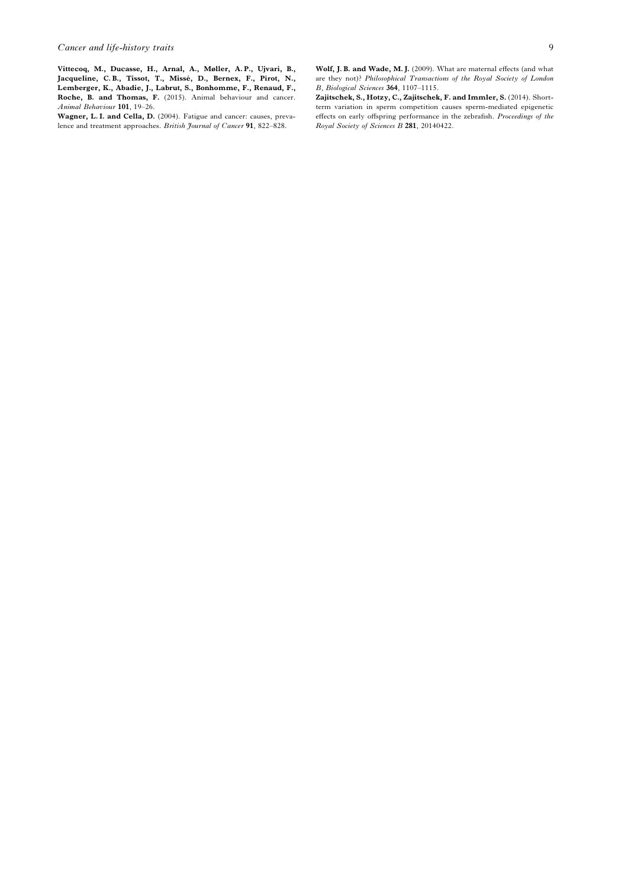**Vittecoq, M., Ducasse, H., Arnal, A., Møller, A. P., Ujvari, B., Jacqueline, C. B., Tissot, T., Missé, D., Bernex, F., Pirot, N., Lemberger, K., Abadie, J., Labrut, S., Bonhomme, F., Renaud, F., Roche, B. and Thomas, F.** (2015). Animal behaviour and cancer. *Animal Behaviour* **101**, 19–26.

**Wagner, L. I. and Cella, D.** (2004). Fatigue and cancer: causes, prevalence and treatment approaches. *British Journal of Cancer* **91**, 822–828.

**Wolf, J. B. and Wade, M. J.** (2009). What are maternal effects (and what are they not)? *Philosophical Transactions of the Royal Society of London B, Biological Sciences* **364**, 1107–1115.

**Zajitschek, S., Hotzy, C., Zajitschek, F. and Immler, S.** (2014). Short-term variation in sperm competition causes sperm-mediated epigenetic effects on early offspring performance in the zebrafish. *Proceedings of the Royal Society of Sciences B* **281**, 20140422.